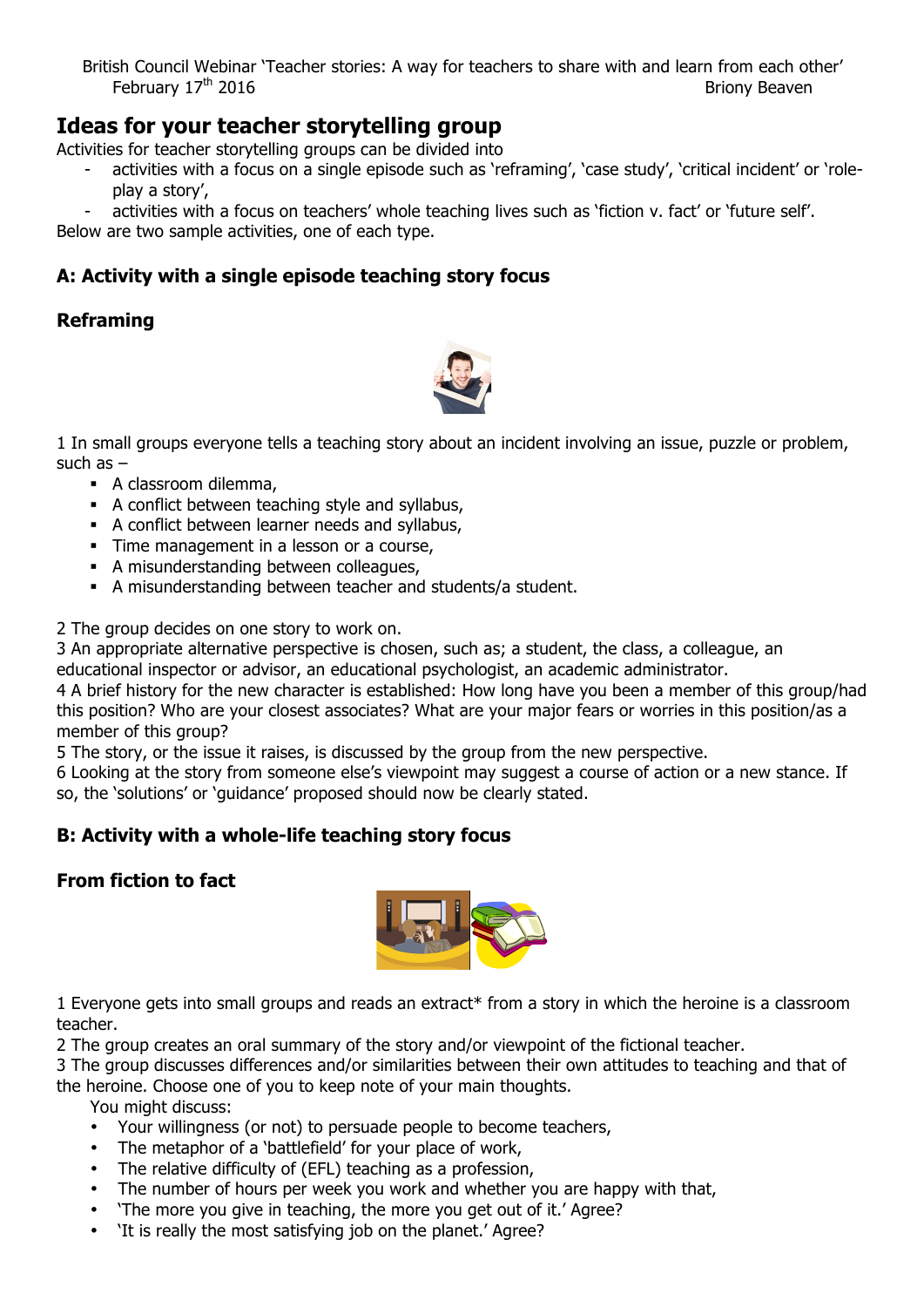British Council Webinar 'Teacher stories: A way for teachers to share with and learn from each other'
February 17th 2016 Briony Beaven

# Ideas for your teacher storytelling group

Activities for teacher storytelling groups can be divided into

- activities with a focus on a single episode such as 'reframing', 'case study', 'critical incident' or 'role-play a story',
- activities with a focus on teachers' whole teaching lives such as 'fiction v. fact' or 'future self'.

Below are two sample activities, one of each type.

## A: Activity with a single episode teaching story focus

### Reframing

1 In small groups everyone tells a teaching story about an incident involving an issue, puzzle or problem, such as –

- A classroom dilemma,
- A conflict between teaching style and syllabus,
- A conflict between learner needs and syllabus,
- Time management in a lesson or a course,
- A misunderstanding between colleagues,
- A misunderstanding between teacher and students/a student.

2 The group decides on one story to work on.
3 An appropriate alternative perspective is chosen, such as; a student, the class, a colleague, an educational inspector or advisor, an educational psychologist, an academic administrator.
4 A brief history for the new character is established: How long have you been a member of this group/had this position? Who are your closest associates? What are your major fears or worries in this position/as a member of this group?
5 The story, or the issue it raises, is discussed by the group from the new perspective.
6 Looking at the story from someone else's viewpoint may suggest a course of action or a new stance. If so, the 'solutions' or 'guidance' proposed should now be clearly stated.

## B: Activity with a whole-life teaching story focus

### From fiction to fact

1 Everyone gets into small groups and reads an extract* from a story in which the heroine is a classroom teacher.
2 The group creates an oral summary of the story and/or viewpoint of the fictional teacher.
3 The group discusses differences and/or similarities between their own attitudes to teaching and that of the heroine. Choose one of you to keep note of your main thoughts.
You might discuss:

- Your willingness (or not) to persuade people to become teachers,
- The metaphor of a 'battlefield' for your place of work,
- The relative difficulty of (EFL) teaching as a profession,
- The number of hours per week you work and whether you are happy with that,
- 'The more you give in teaching, the more you get out of it.' Agree?
- 'It is really the most satisfying job on the planet.' Agree?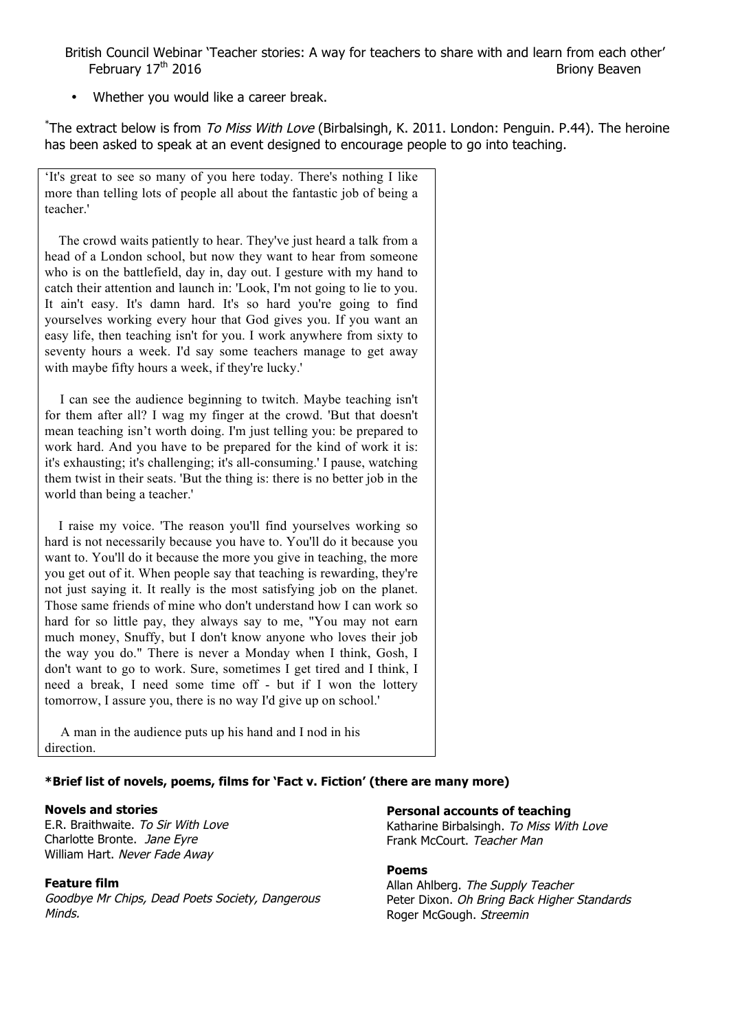- Whether you would like a career break.

*The extract below is from *To Miss With Love* (Birbalsingh, K. 2011. London: Penguin. P.44). The heroine has been asked to speak at an event designed to encourage people to go into teaching.

> 'It's great to see so many of you here today. There's nothing I like more than telling lots of people all about the fantastic job of being a teacher.'
>
> The crowd waits patiently to hear. They've just heard a talk from a head of a London school, but now they want to hear from someone who is on the battlefield, day in, day out. I gesture with my hand to catch their attention and launch in: 'Look, I'm not going to lie to you. It ain't easy. It's damn hard. It's so hard you're going to find yourselves working every hour that God gives you. If you want an easy life, then teaching isn't for you. I work anywhere from sixty to seventy hours a week. I'd say some teachers manage to get away with maybe fifty hours a week, if they're lucky.'
>
> I can see the audience beginning to twitch. Maybe teaching isn't for them after all? I wag my finger at the crowd. 'But that doesn't mean teaching isn't worth doing. I'm just telling you: be prepared to work hard. And you have to be prepared for the kind of work it is: it's exhausting; it's challenging; it's all-consuming.' I pause, watching them twist in their seats. 'But the thing is: there is no better job in the world than being a teacher.'
>
> I raise my voice. 'The reason you'll find yourselves working so hard is not necessarily because you have to. You'll do it because you want to. You'll do it because the more you give in teaching, the more you get out of it. When people say that teaching is rewarding, they're not just saying it. It really is the most satisfying job on the planet. Those same friends of mine who don't understand how I can work so hard for so little pay, they always say to me, "You may not earn much money, Snuffy, but I don't know anyone who loves their job the way you do." There is never a Monday when I think, Gosh, I don't want to go to work. Sure, sometimes I get tired and I think, I need a break, I need some time off - but if I won the lottery tomorrow, I assure you, there is no way I'd give up on school.'
>
> A man in the audience puts up his hand and I nod in his direction.

**\*Brief list of novels, poems, films for 'Fact v. Fiction' (there are many more)**

**Novels and stories**
E.R. Braithwaite. *To Sir With Love*
Charlotte Bronte. *Jane Eyre*
William Hart. *Never Fade Away*

**Feature film**
*Goodbye Mr Chips, Dead Poets Society, Dangerous Minds.*

**Personal accounts of teaching**
Katharine Birbalsingh. *To Miss With Love*
Frank McCourt. *Teacher Man*

**Poems**
Allan Ahlberg. *The Supply Teacher*
Peter Dixon. *Oh Bring Back Higher Standards*
Roger McGough. *Streemin*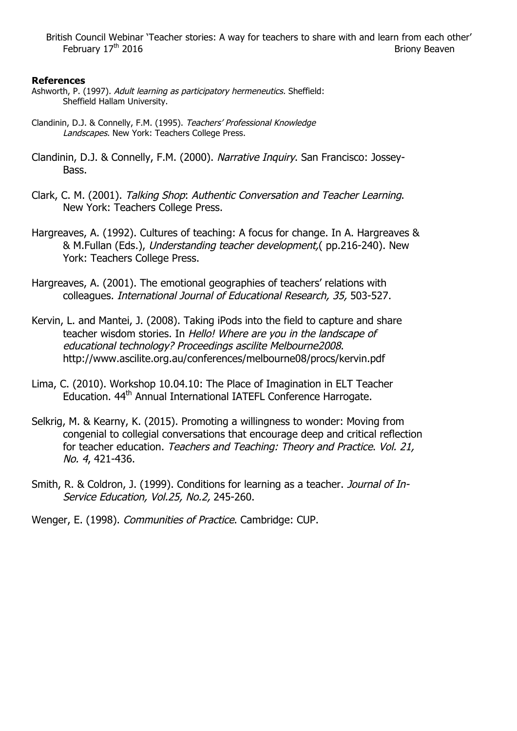## References

Ashworth, P. (1997). *Adult learning as participatory hermeneutics.* Sheffield: Sheffield Hallam University.

Clandinin, D.J. & Connelly, F.M. (1995). *Teachers' Professional Knowledge Landscapes.* New York: Teachers College Press.

Clandinin, D.J. & Connelly, F.M. (2000). *Narrative Inquiry*. San Francisco: Jossey-Bass.

Clark, C. M. (2001). *Talking Shop*: *Authentic Conversation and Teacher Learning*. New York: Teachers College Press.

Hargreaves, A. (1992). Cultures of teaching: A focus for change. In A. Hargreaves & & M.Fullan (Eds.), *Understanding teacher development*,( pp.216-240). New York: Teachers College Press.

Hargreaves, A. (2001). The emotional geographies of teachers' relations with colleagues. *International Journal of Educational Research, 35,* 503-527.

Kervin, L. and Mantei, J. (2008). Taking iPods into the field to capture and share teacher wisdom stories. In *Hello! Where are you in the landscape of educational technology? Proceedings ascilite Melbourne2008*. http://www.ascilite.org.au/conferences/melbourne08/procs/kervin.pdf

Lima, C. (2010). Workshop 10.04.10: The Place of Imagination in ELT Teacher Education. 44th Annual International IATEFL Conference Harrogate.

Selkrig, M. & Kearny, K. (2015). Promoting a willingness to wonder: Moving from congenial to collegial conversations that encourage deep and critical reflection for teacher education. *Teachers and Teaching: Theory and Practice*. *Vol. 21, No. 4*, 421-436.

Smith, R. & Coldron, J. (1999). Conditions for learning as a teacher. *Journal of In-Service Education, Vol.25, No.2,* 245-260.

Wenger, E. (1998). *Communities of Practice*. Cambridge: CUP.